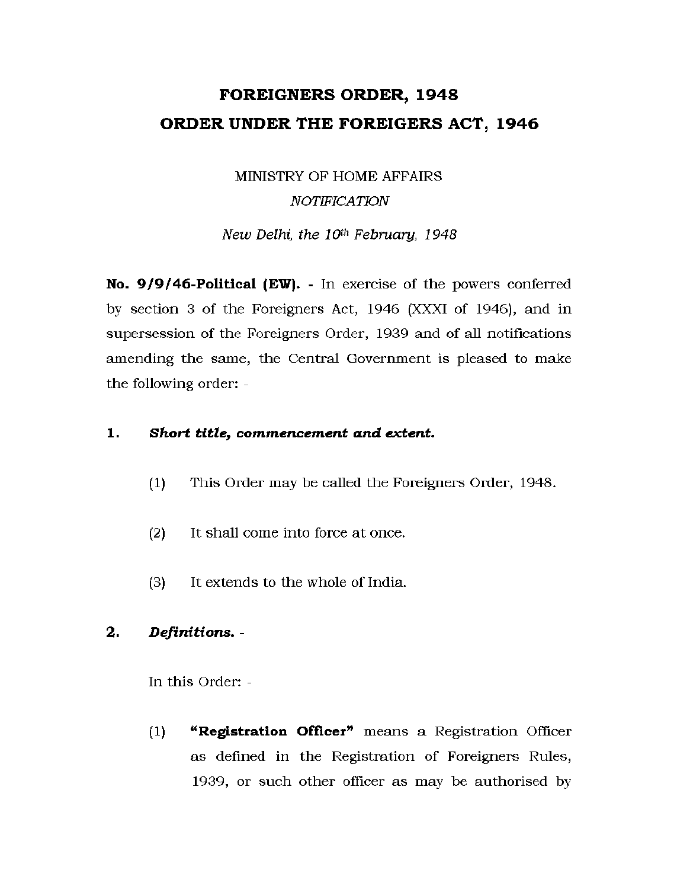# FOREIGNERS ORDER, 1948
# ORDER UNDER THE FOREIGERS ACT, 1946

MINISTRY OF HOME AFFAIRS

*NOTIFICATION*

*New Delhi, the 10th February, 1948*

**No. 9/9/46-Political (EW). -** In exercise of the powers conferred by section 3 of the Foreigners Act, 1946 (XXXI of 1946), and in supersession of the Foreigners Order, 1939 and of all notifications amending the same, the Central Government is pleased to make the following order: -

**1. *Short title, commencement and extent.***

(1) This Order may be called the Foreigners Order, 1948.

(2) It shall come into force at once.

(3) It extends to the whole of India.

**2. *Definitions.* -**

In this Order: -

(1) **"Registration Officer"** means a Registration Officer as defined in the Registration of Foreigners Rules, 1939, or such other officer as may be authorised by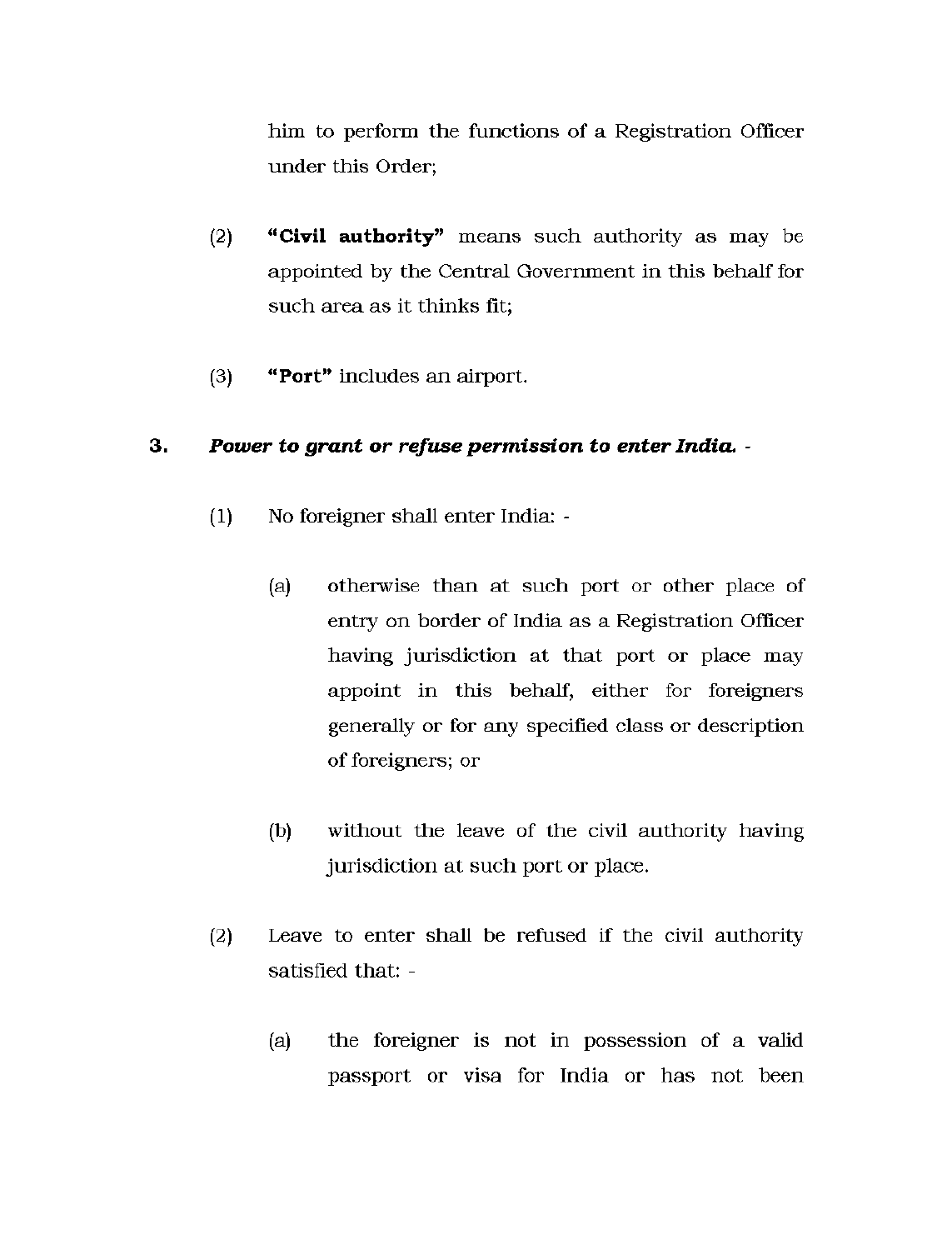him to perform the functions of a Registration Officer under this Order;

(2) **"Civil authority"** means such authority as may be appointed by the Central Government in this behalf for such area as it thinks fit;

(3) **"Port"** includes an airport.

**3.** ***Power to grant or refuse permission to enter India.*** -

(1) No foreigner shall enter India: -

(a) otherwise than at such port or other place of entry on border of India as a Registration Officer having jurisdiction at that port or place may appoint in this behalf, either for foreigners generally or for any specified class or description of foreigners; or

(b) without the leave of the civil authority having jurisdiction at such port or place.

(2) Leave to enter shall be refused if the civil authority satisfied that: -

(a) the foreigner is not in possession of a valid passport or visa for India or has not been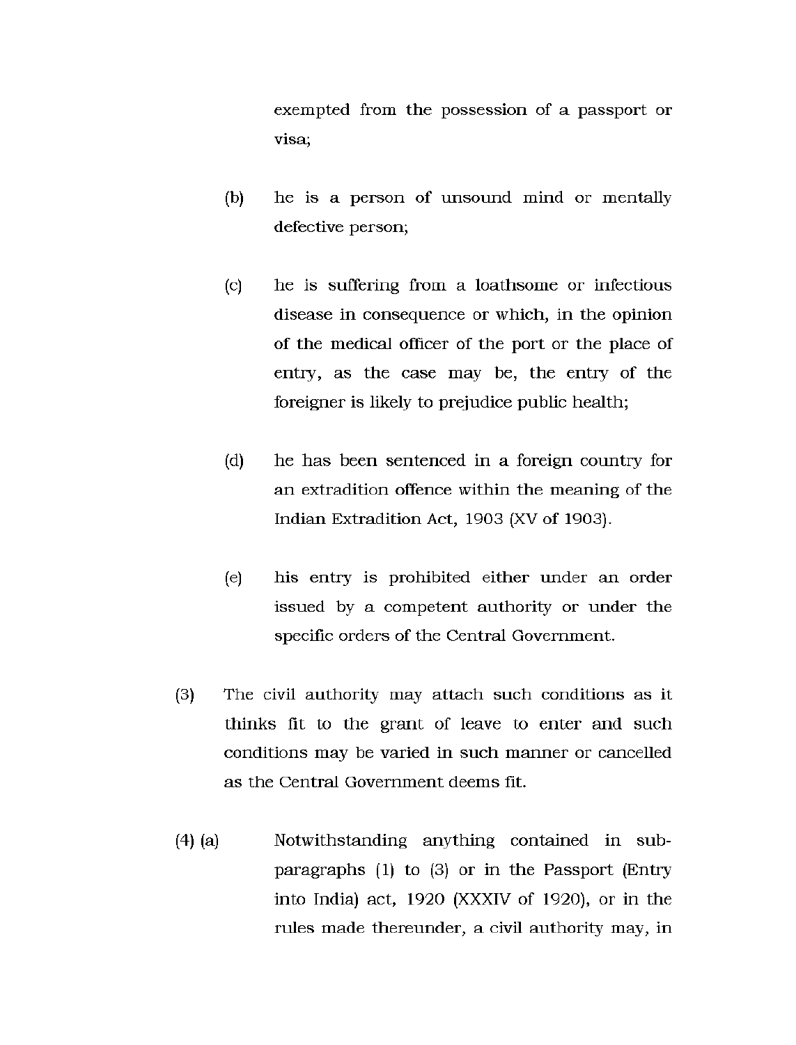exempted from the possession of a passport or visa;

(b) he is a person of unsound mind or mentally defective person;

(c) he is suffering from a loathsome or infectious disease in consequence or which, in the opinion of the medical officer of the port or the place of entry, as the case may be, the entry of the foreigner is likely to prejudice public health;

(d) he has been sentenced in a foreign country for an extradition offence within the meaning of the Indian Extradition Act, 1903 (XV of 1903).

(e) his entry is prohibited either under an order issued by a competent authority or under the specific orders of the Central Government.

(3) The civil authority may attach such conditions as it thinks fit to the grant of leave to enter and such conditions may be varied in such manner or cancelled as the Central Government deems fit.

(4) (a) Notwithstanding anything contained in sub-paragraphs (1) to (3) or in the Passport (Entry into India) act, 1920 (XXXIV of 1920), or in the rules made thereunder, a civil authority may, in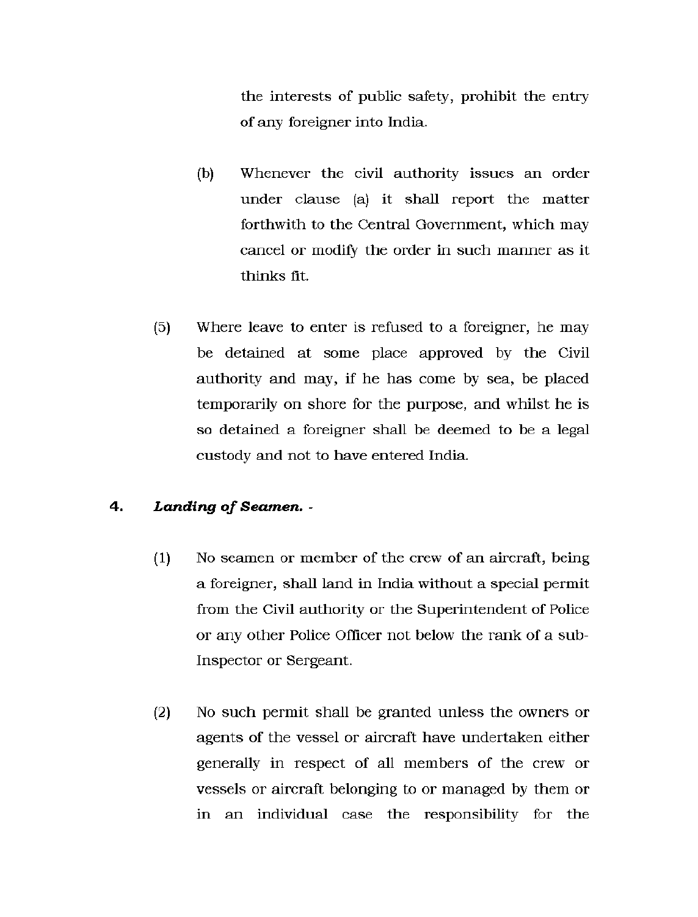the interests of public safety, prohibit the entry of any foreigner into India.

(b) Whenever the civil authority issues an order under clause (a) it shall report the matter forthwith to the Central Government, which may cancel or modify the order in such manner as it thinks fit.

(5) Where leave to enter is refused to a foreigner, he may be detained at some place approved by the Civil authority and may, if he has come by sea, be placed temporarily on shore for the purpose, and whilst he is so detained a foreigner shall be deemed to be a legal custody and not to have entered India.

**4. *Landing of Seamen.* -**

(1) No seamen or member of the crew of an aircraft, being a foreigner, shall land in India without a special permit from the Civil authority or the Superintendent of Police or any other Police Officer not below the rank of a sub-Inspector or Sergeant.

(2) No such permit shall be granted unless the owners or agents of the vessel or aircraft have undertaken either generally in respect of all members of the crew or vessels or aircraft belonging to or managed by them or in an individual case the responsibility for the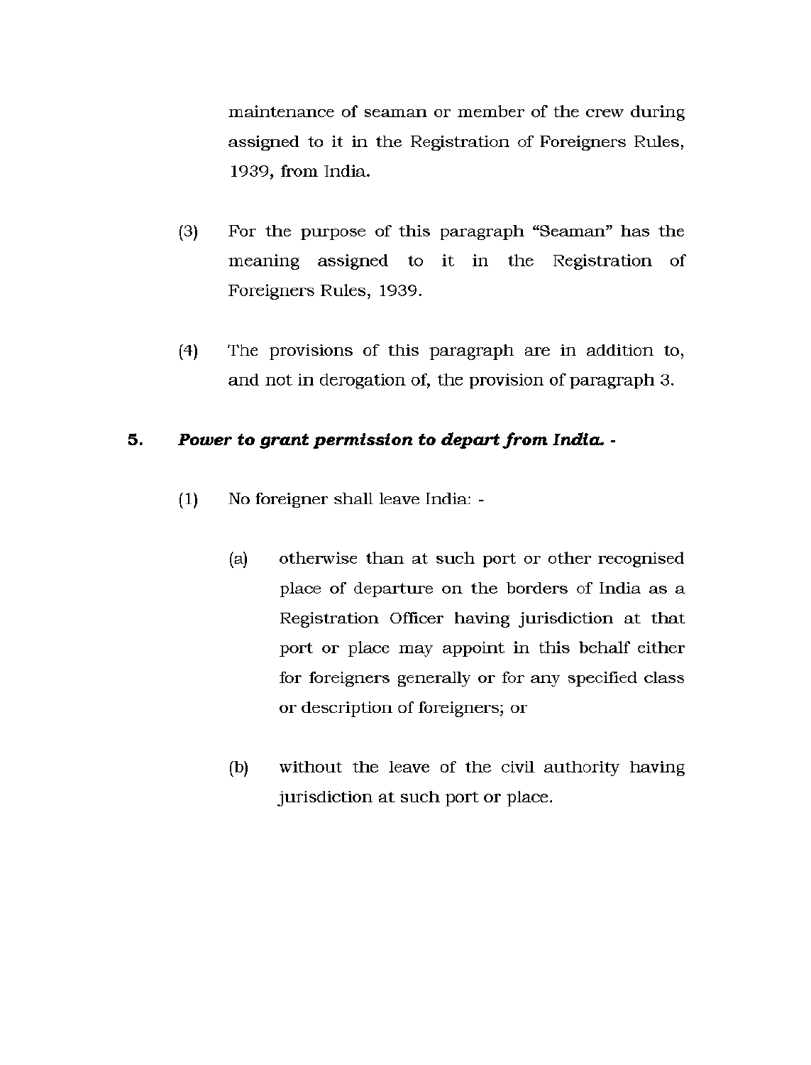maintenance of seaman or member of the crew during assigned to it in the Registration of Foreigners Rules, 1939, from India.

(3) For the purpose of this paragraph "Seaman" has the meaning assigned to it in the Registration of Foreigners Rules, 1939.

(4) The provisions of this paragraph are in addition to, and not in derogation of, the provision of paragraph 3.

**5. *Power to grant permission to depart from India.* -**

(1) No foreigner shall leave India: -

(a) otherwise than at such port or other recognised place of departure on the borders of India as a Registration Officer having jurisdiction at that port or place may appoint in this behalf either for foreigners generally or for any specified class or description of foreigners; or

(b) without the leave of the civil authority having jurisdiction at such port or place.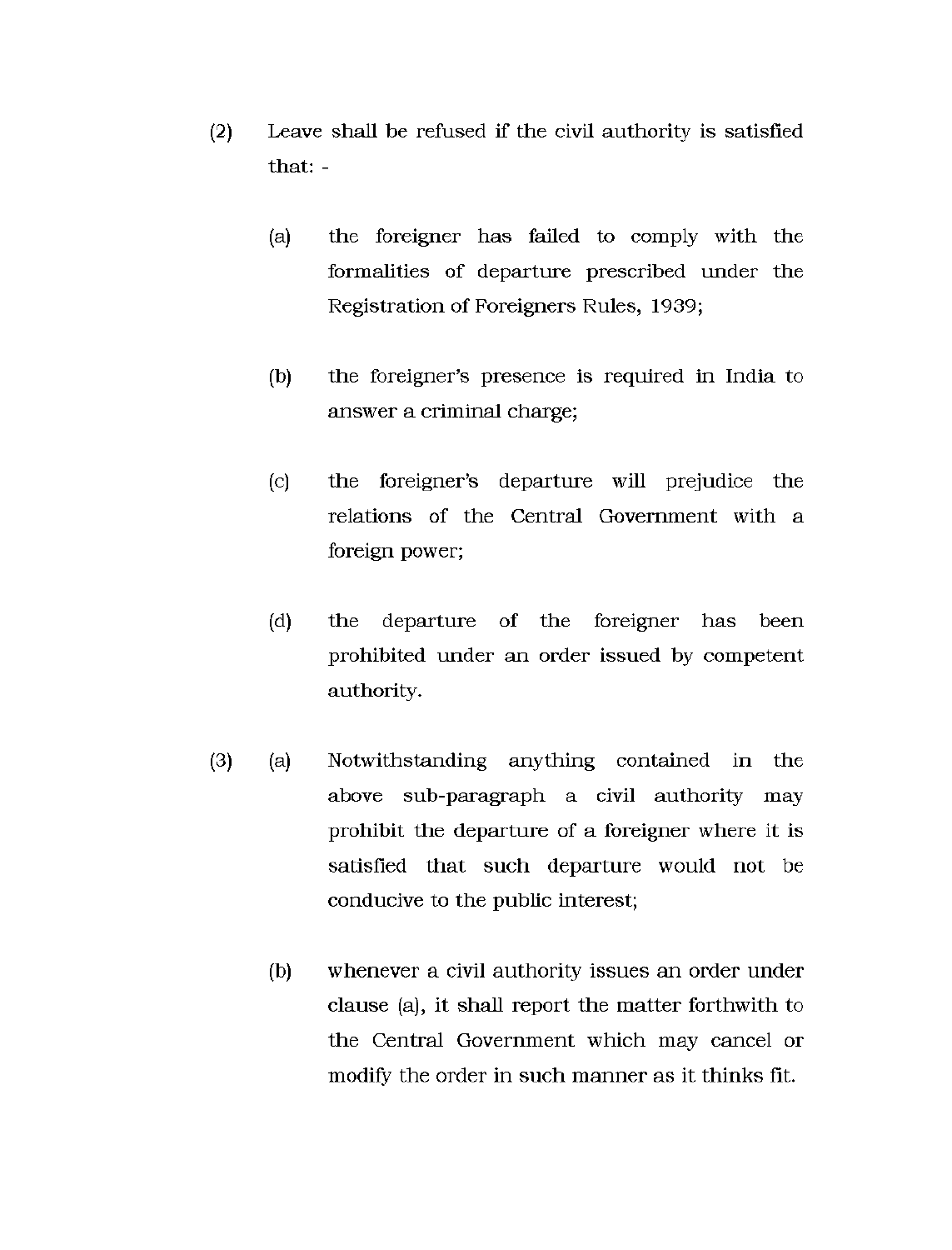(2) Leave shall be refused if the civil authority is satisfied that: -

  (a) the foreigner has failed to comply with the formalities of departure prescribed under the Registration of Foreigners Rules, 1939;

  (b) the foreigner's presence is required in India to answer a criminal charge;

  (c) the foreigner's departure will prejudice the relations of the Central Government with a foreign power;

  (d) the departure of the foreigner has been prohibited under an order issued by competent authority.

(3) (a) Notwithstanding anything contained in the above sub-paragraph a civil authority may prohibit the departure of a foreigner where it is satisfied that such departure would not be conducive to the public interest;

  (b) whenever a civil authority issues an order under clause (a), it shall report the matter forthwith to the Central Government which may cancel or modify the order in such manner as it thinks fit.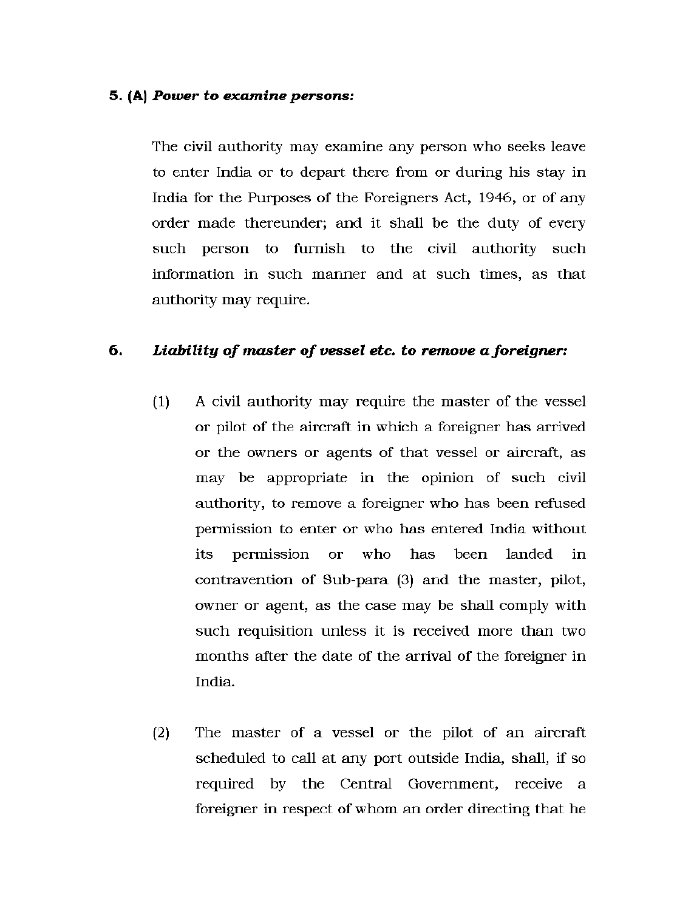**5. (A)** ***Power to examine persons:***

The civil authority may examine any person who seeks leave to enter India or to depart there from or during his stay in India for the Purposes of the Foreigners Act, 1946, or of any order made thereunder; and it shall be the duty of every such person to furnish to the civil authority such information in such manner and at such times, as that authority may require.

**6.** ***Liability of master of vessel etc. to remove a foreigner:***

(1) A civil authority may require the master of the vessel or pilot of the aircraft in which a foreigner has arrived or the owners or agents of that vessel or aircraft, as may be appropriate in the opinion of such civil authority, to remove a foreigner who has been refused permission to enter or who has entered India without its permission or who has been landed in contravention of Sub-para (3) and the master, pilot, owner or agent, as the case may be shall comply with such requisition unless it is received more than two months after the date of the arrival of the foreigner in India.

(2) The master of a vessel or the pilot of an aircraft scheduled to call at any port outside India, shall, if so required by the Central Government, receive a foreigner in respect of whom an order directing that he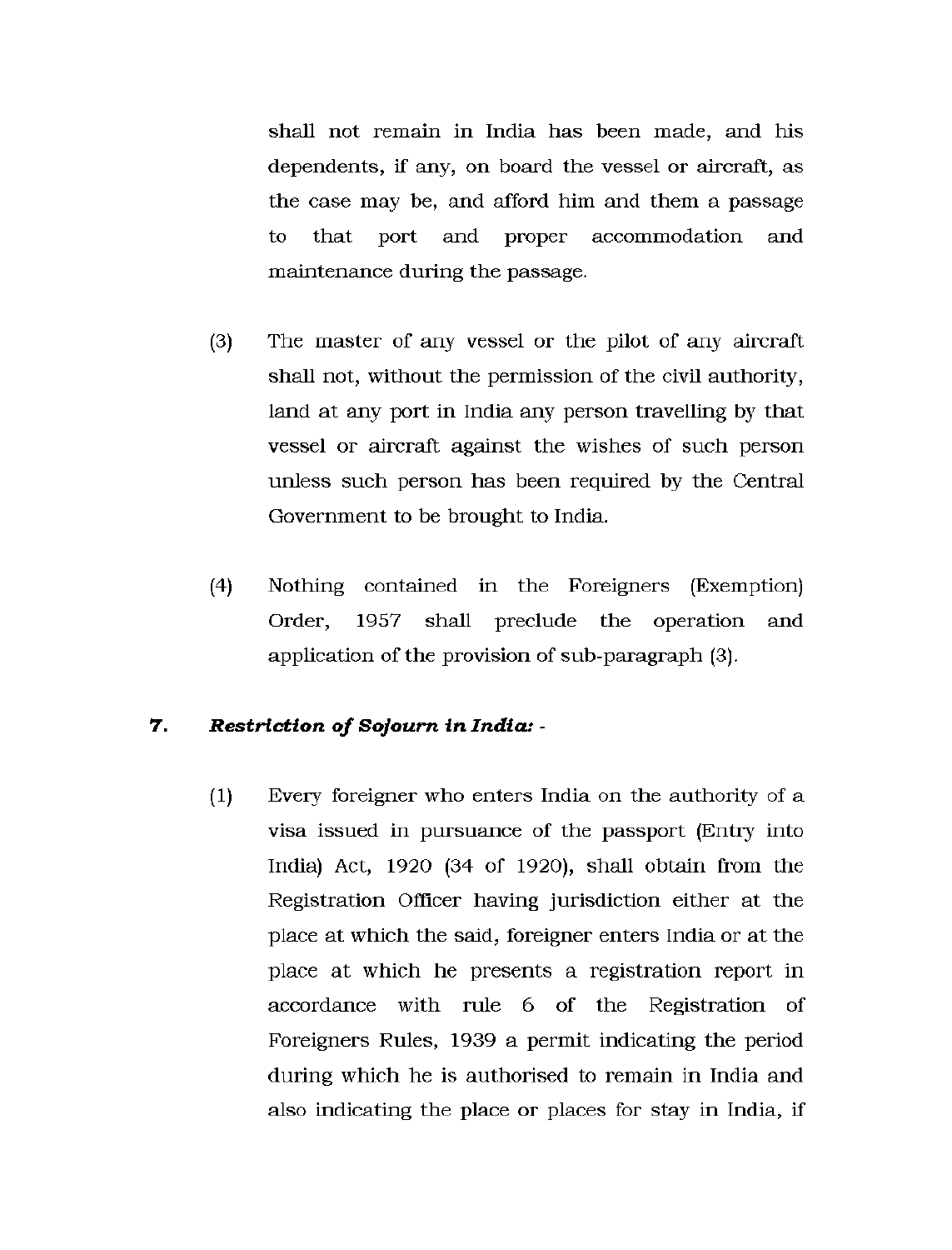shall not remain in India has been made, and his dependents, if any, on board the vessel or aircraft, as the case may be, and afford him and them a passage to that port and proper accommodation and maintenance during the passage.

(3) The master of any vessel or the pilot of any aircraft shall not, without the permission of the civil authority, land at any port in India any person travelling by that vessel or aircraft against the wishes of such person unless such person has been required by the Central Government to be brought to India.

(4) Nothing contained in the Foreigners (Exemption) Order, 1957 shall preclude the operation and application of the provision of sub-paragraph (3).

**7. *Restriction of Sojourn in India:* -**

(1) Every foreigner who enters India on the authority of a visa issued in pursuance of the passport (Entry into India) Act, 1920 (34 of 1920), shall obtain from the Registration Officer having jurisdiction either at the place at which the said, foreigner enters India or at the place at which he presents a registration report in accordance with rule 6 of the Registration of Foreigners Rules, 1939 a permit indicating the period during which he is authorised to remain in India and also indicating the place or places for stay in India, if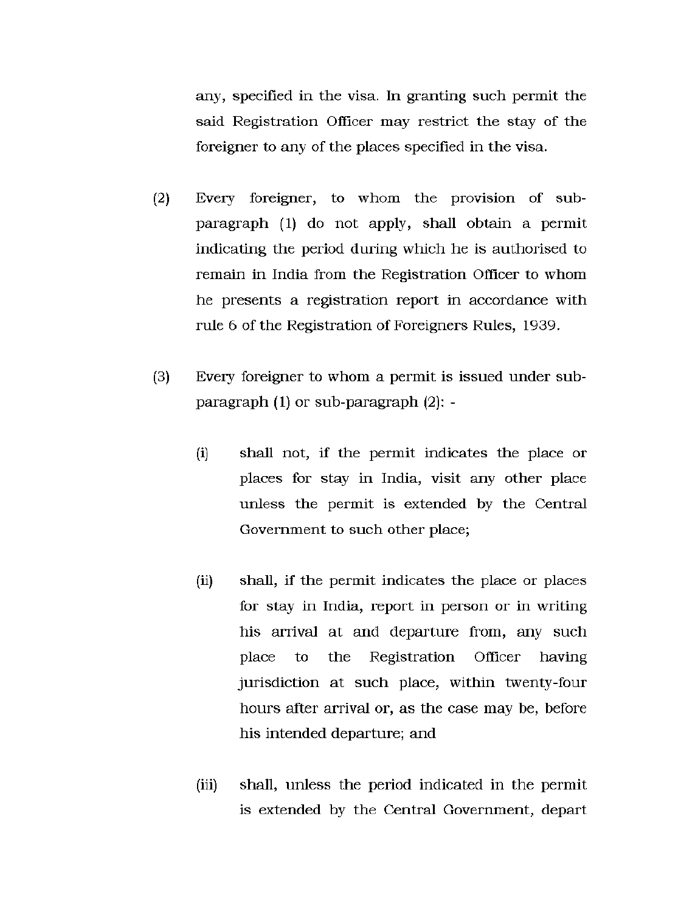any, specified in the visa. In granting such permit the said Registration Officer may restrict the stay of the foreigner to any of the places specified in the visa.

(2) Every foreigner, to whom the provision of sub-paragraph (1) do not apply, shall obtain a permit indicating the period during which he is authorised to remain in India from the Registration Officer to whom he presents a registration report in accordance with rule 6 of the Registration of Foreigners Rules, 1939.

(3) Every foreigner to whom a permit is issued under sub-paragraph (1) or sub-paragraph (2): -

(i) shall not, if the permit indicates the place or places for stay in India, visit any other place unless the permit is extended by the Central Government to such other place;

(ii) shall, if the permit indicates the place or places for stay in India, report in person or in writing his arrival at and departure from, any such place to the Registration Officer having jurisdiction at such place, within twenty-four hours after arrival or, as the case may be, before his intended departure; and

(iii) shall, unless the period indicated in the permit is extended by the Central Government, depart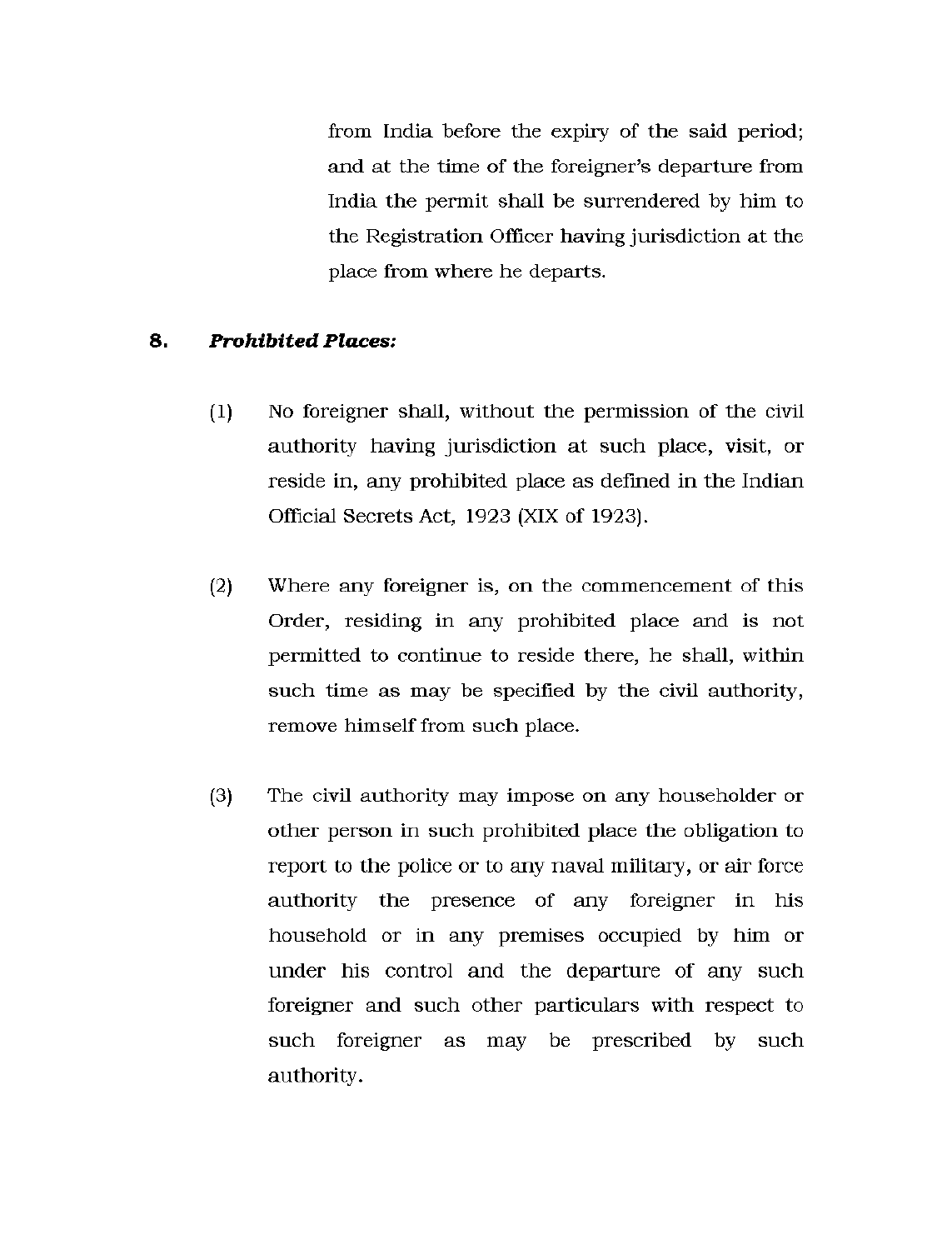from India before the expiry of the said period; and at the time of the foreigner's departure from India the permit shall be surrendered by him to the Registration Officer having jurisdiction at the place from where he departs.

**8. *Prohibited Places:***

(1) No foreigner shall, without the permission of the civil authority having jurisdiction at such place, visit, or reside in, any prohibited place as defined in the Indian Official Secrets Act, 1923 (XIX of 1923).

(2) Where any foreigner is, on the commencement of this Order, residing in any prohibited place and is not permitted to continue to reside there, he shall, within such time as may be specified by the civil authority, remove himself from such place.

(3) The civil authority may impose on any householder or other person in such prohibited place the obligation to report to the police or to any naval military, or air force authority the presence of any foreigner in his household or in any premises occupied by him or under his control and the departure of any such foreigner and such other particulars with respect to such foreigner as may be prescribed by such authority.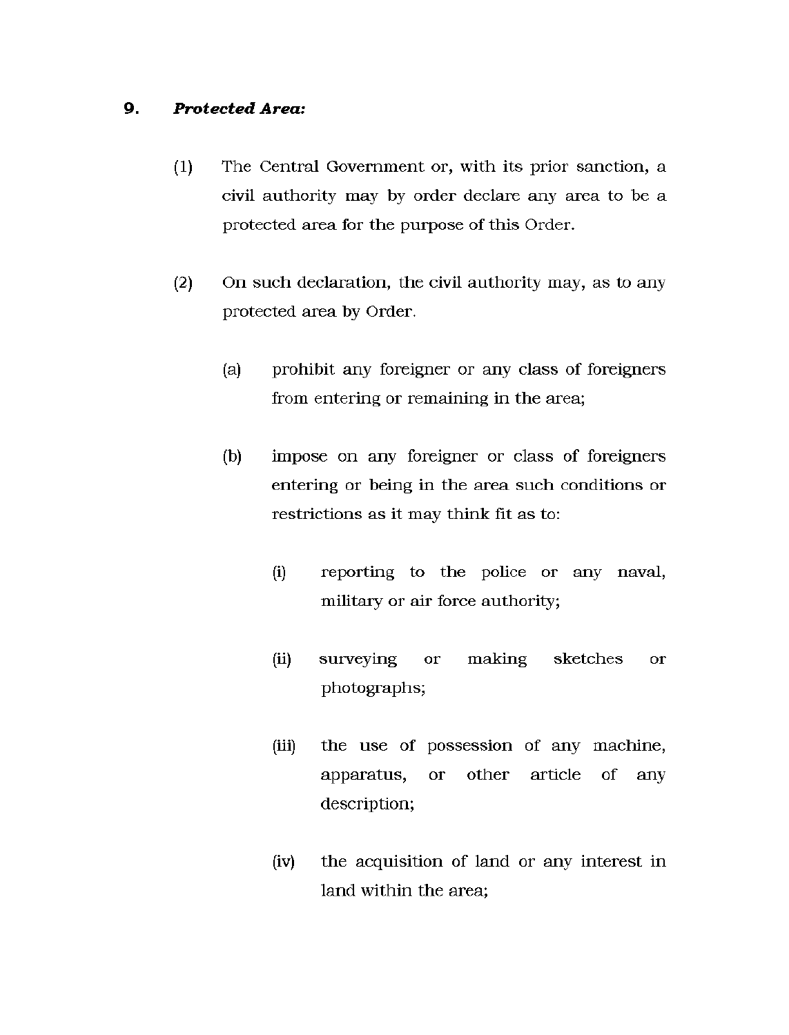**9.** ***Protected Area:***

(1) The Central Government or, with its prior sanction, a civil authority may by order declare any area to be a protected area for the purpose of this Order.

(2) On such declaration, the civil authority may, as to any protected area by Order.

(a) prohibit any foreigner or any class of foreigners from entering or remaining in the area;

(b) impose on any foreigner or class of foreigners entering or being in the area such conditions or restrictions as it may think fit as to:

(i) reporting to the police or any naval, military or air force authority;

(ii) surveying or making sketches or photographs;

(iii) the use of possession of any machine, apparatus, or other article of any description;

(iv) the acquisition of land or any interest in land within the area;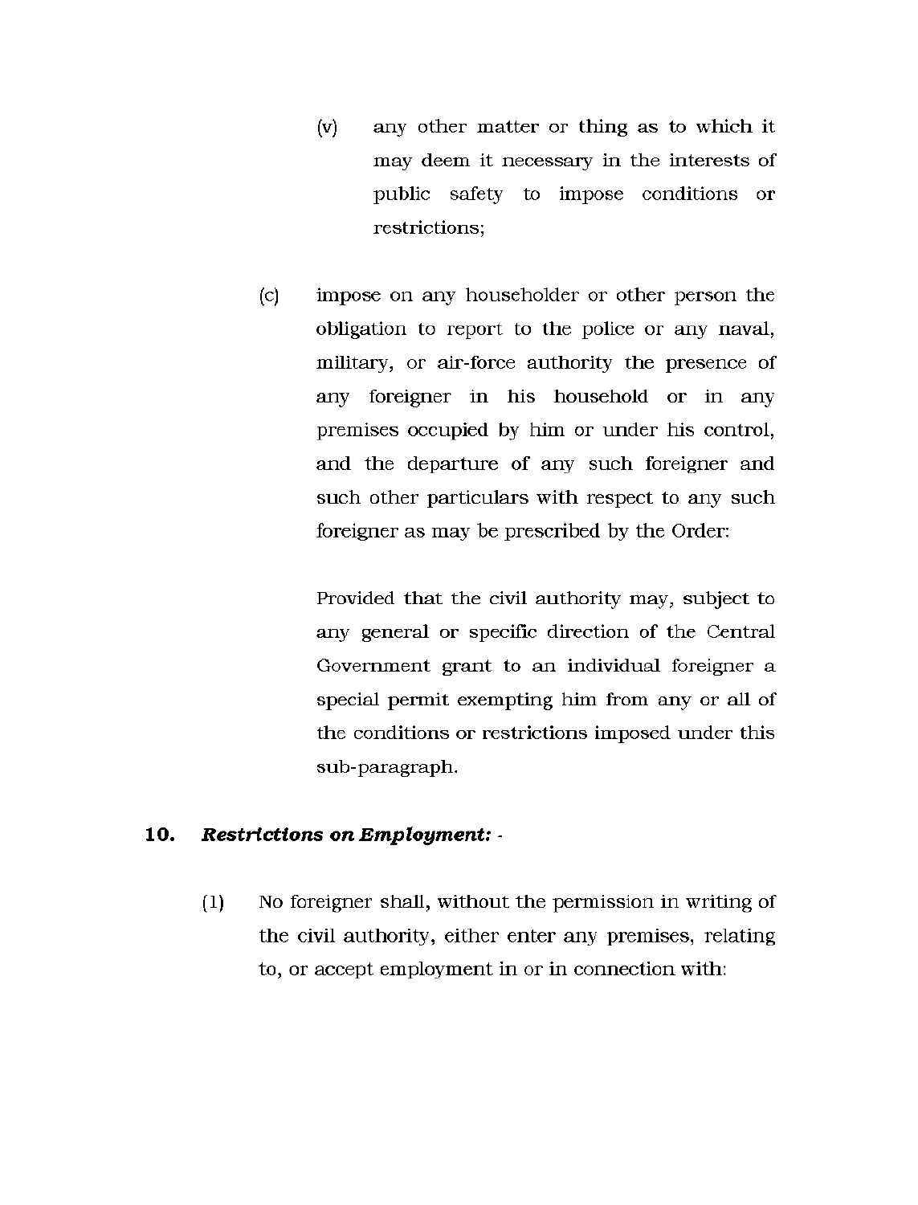(v) any other matter or thing as to which it may deem it necessary in the interests of public safety to impose conditions or restrictions;

(c) impose on any householder or other person the obligation to report to the police or any naval, military, or air-force authority the presence of any foreigner in his household or in any premises occupied by him or under his control, and the departure of any such foreigner and such other particulars with respect to any such foreigner as may be prescribed by the Order:

Provided that the civil authority may, subject to any general or specific direction of the Central Government grant to an individual foreigner a special permit exempting him from any or all of the conditions or restrictions imposed under this sub-paragraph.

**10. *Restrictions on Employment: -***

(1) No foreigner shall, without the permission in writing of the civil authority, either enter any premises, relating to, or accept employment in or in connection with: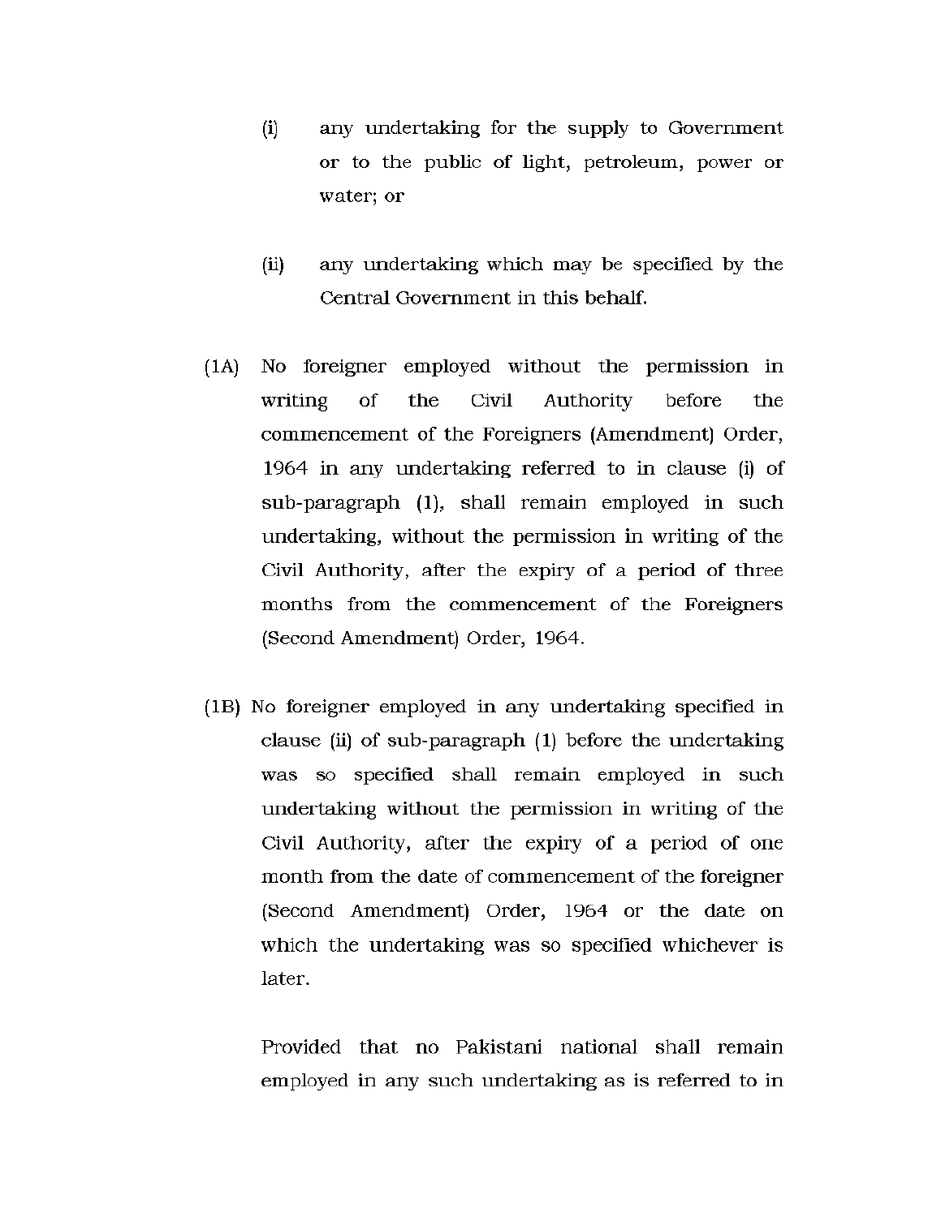(i) any undertaking for the supply to Government or to the public of light, petroleum, power or water; or

(ii) any undertaking which may be specified by the Central Government in this behalf.

(1A) No foreigner employed without the permission in writing of the Civil Authority before the commencement of the Foreigners (Amendment) Order, 1964 in any undertaking referred to in clause (i) of sub-paragraph (1), shall remain employed in such undertaking, without the permission in writing of the Civil Authority, after the expiry of a period of three months from the commencement of the Foreigners (Second Amendment) Order, 1964.

(1B) No foreigner employed in any undertaking specified in clause (ii) of sub-paragraph (1) before the undertaking was so specified shall remain employed in such undertaking without the permission in writing of the Civil Authority, after the expiry of a period of one month from the date of commencement of the foreigner (Second Amendment) Order, 1964 or the date on which the undertaking was so specified whichever is later.

Provided that no Pakistani national shall remain employed in any such undertaking as is referred to in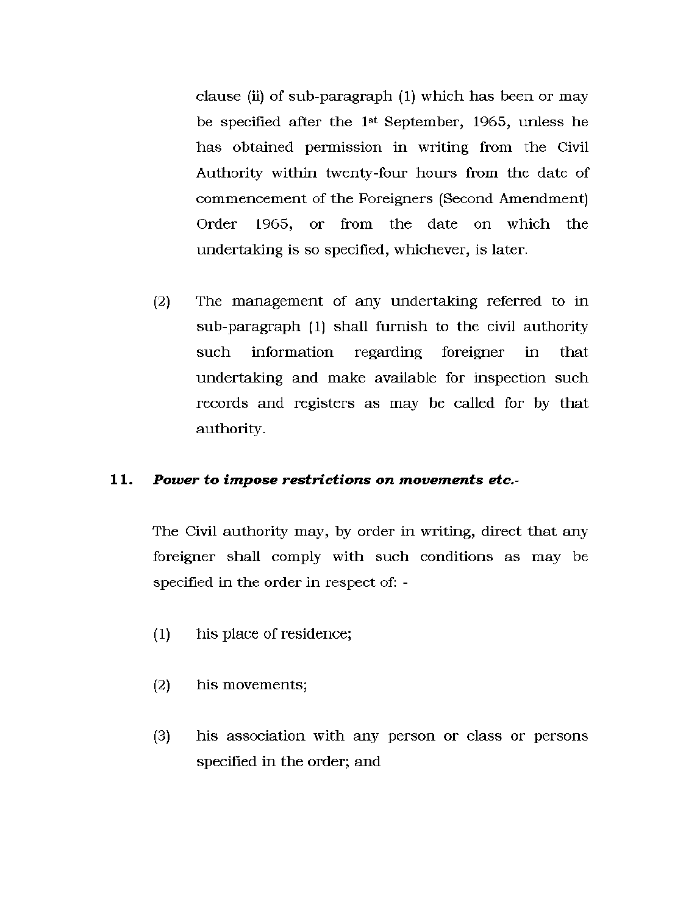clause (ii) of sub-paragraph (1) which has been or may be specified after the 1st September, 1965, unless he has obtained permission in writing from the Civil Authority within twenty-four hours from the date of commencement of the Foreigners (Second Amendment) Order 1965, or from the date on which the undertaking is so specified, whichever, is later.

(2) The management of any undertaking referred to in sub-paragraph (1) shall furnish to the civil authority such information regarding foreigner in that undertaking and make available for inspection such records and registers as may be called for by that authority.

**11. *Power to impose restrictions on movements etc.-***

The Civil authority may, by order in writing, direct that any foreigner shall comply with such conditions as may be specified in the order in respect of: -

(1) his place of residence;

(2) his movements;

(3) his association with any person or class or persons specified in the order; and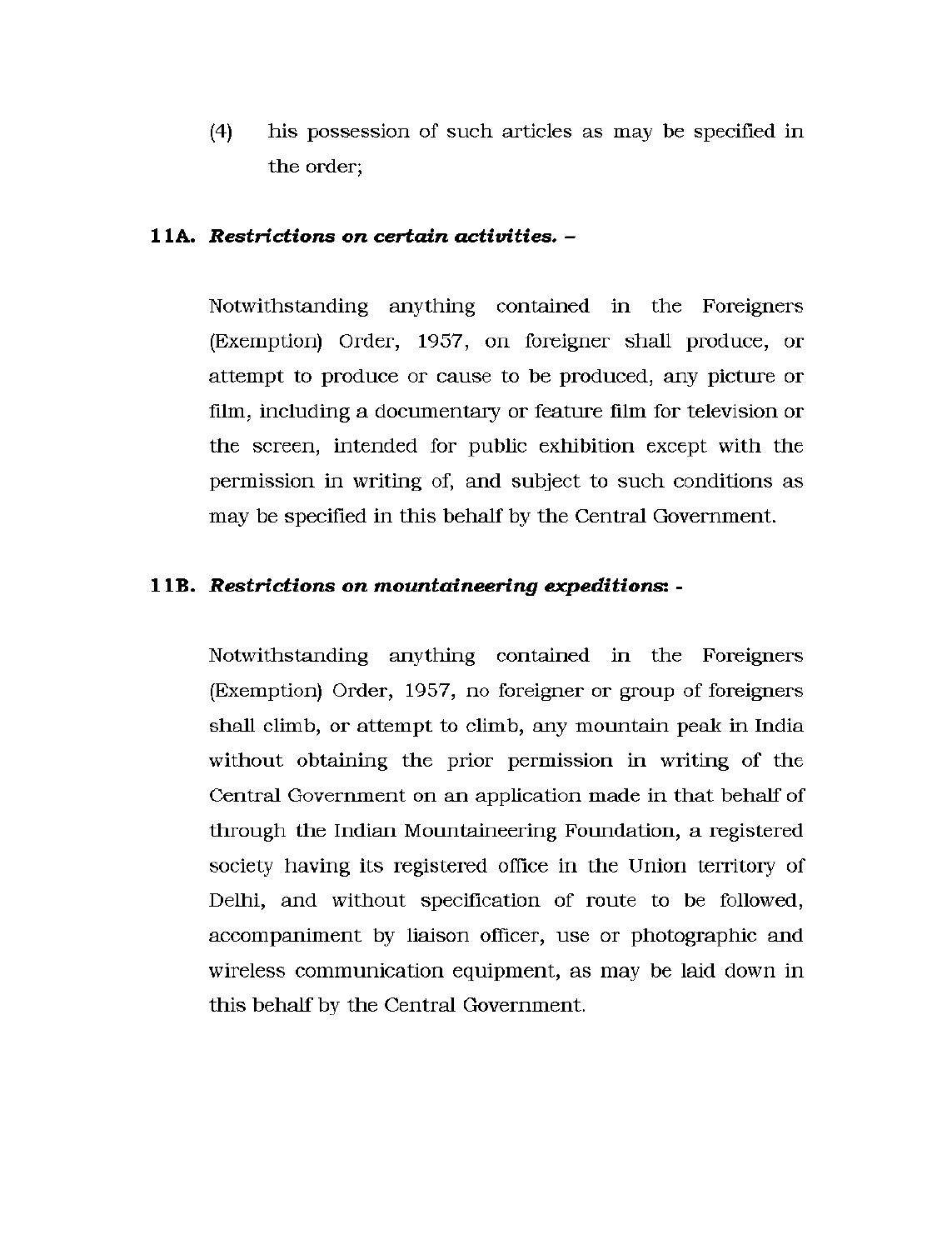(4) his possession of such articles as may be specified in the order;

**11A.** ***Restrictions on certain activities. –***

Notwithstanding anything contained in the Foreigners (Exemption) Order, 1957, on foreigner shall produce, or attempt to produce or cause to be produced, any picture or film, including a documentary or feature film for television or the screen, intended for public exhibition except with the permission in writing of, and subject to such conditions as may be specified in this behalf by the Central Government.

**11B.** ***Restrictions on mountaineering expeditions*: -**

Notwithstanding anything contained in the Foreigners (Exemption) Order, 1957, no foreigner or group of foreigners shall climb, or attempt to climb, any mountain peak in India without obtaining the prior permission in writing of the Central Government on an application made in that behalf of through the Indian Mountaineering Foundation, a registered society having its registered office in the Union territory of Delhi, and without specification of route to be followed, accompaniment by liaison officer, use or photographic and wireless communication equipment, as may be laid down in this behalf by the Central Government.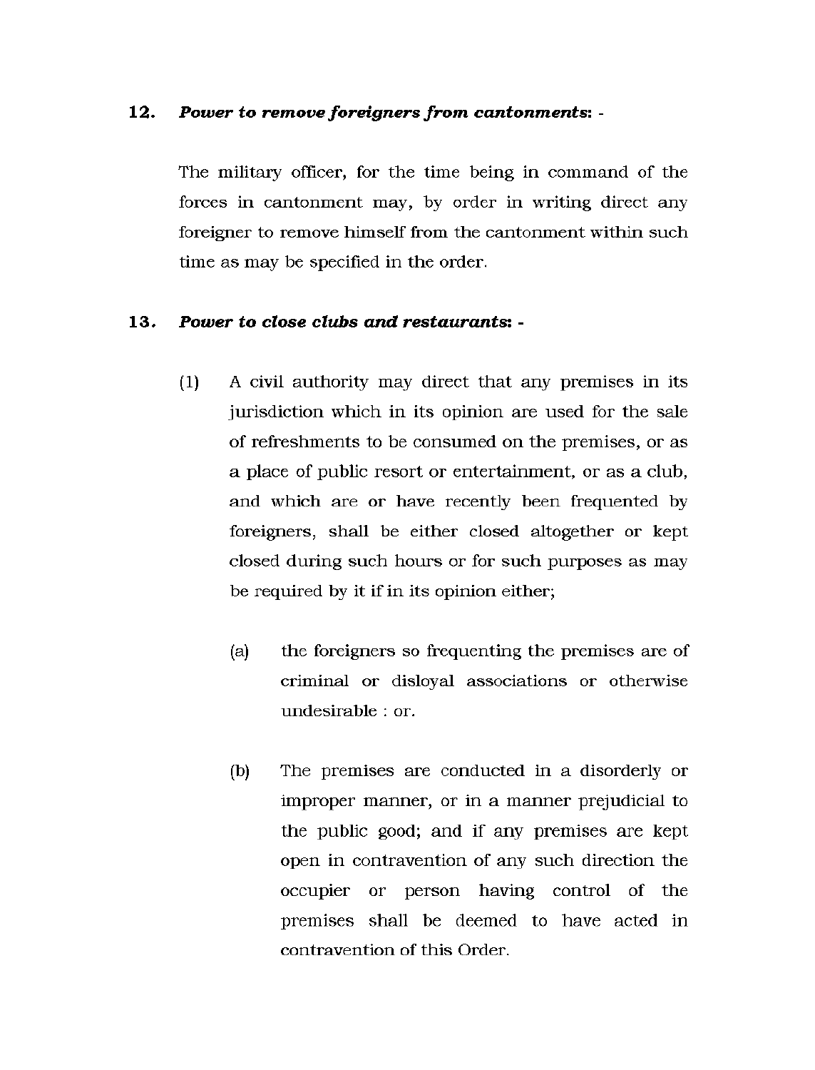**12.** ***Power to remove foreigners from cantonments***: -

The military officer, for the time being in command of the forces in cantonment may, by order in writing direct any foreigner to remove himself from the cantonment within such time as may be specified in the order.

**13.** ***Power to close clubs and restaurants***: -

(1) A civil authority may direct that any premises in its jurisdiction which in its opinion are used for the sale of refreshments to be consumed on the premises, or as a place of public resort or entertainment, or as a club, and which are or have recently been frequented by foreigners, shall be either closed altogether or kept closed during such hours or for such purposes as may be required by it if in its opinion either;

(a) the foreigners so frequenting the premises are of criminal or disloyal associations or otherwise undesirable : or.

(b) The premises are conducted in a disorderly or improper manner, or in a manner prejudicial to the public good; and if any premises are kept open in contravention of any such direction the occupier or person having control of the premises shall be deemed to have acted in contravention of this Order.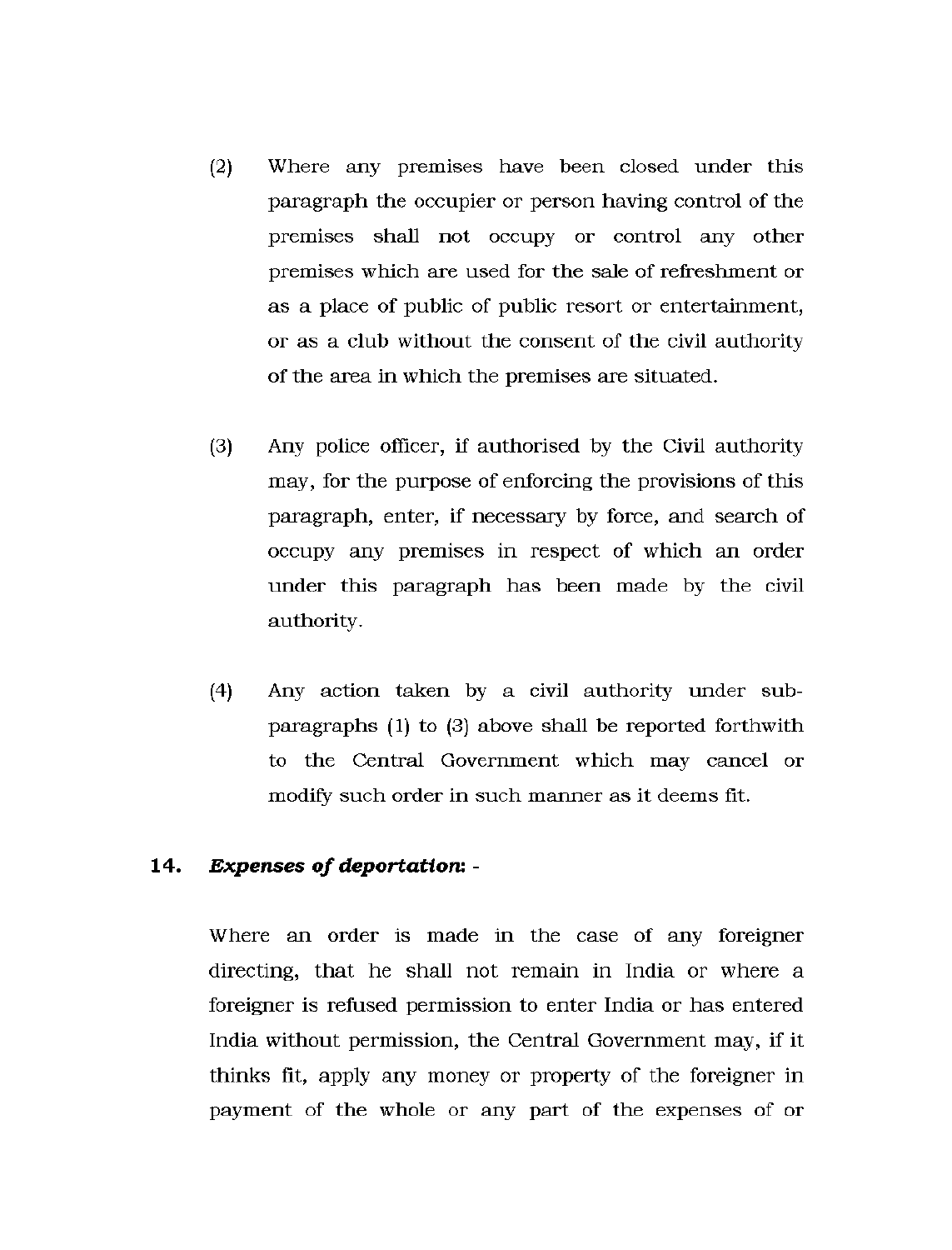(2) Where any premises have been closed under this paragraph the occupier or person having control of the premises shall not occupy or control any other premises which are used for the sale of refreshment or as a place of public of public resort or entertainment, or as a club without the consent of the civil authority of the area in which the premises are situated.

(3) Any police officer, if authorised by the Civil authority may, for the purpose of enforcing the provisions of this paragraph, enter, if necessary by force, and search of occupy any premises in respect of which an order under this paragraph has been made by the civil authority.

(4) Any action taken by a civil authority under sub-paragraphs (1) to (3) above shall be reported forthwith to the Central Government which may cancel or modify such order in such manner as it deems fit.

**14. *Expenses of deportation:* -**

Where an order is made in the case of any foreigner directing, that he shall not remain in India or where a foreigner is refused permission to enter India or has entered India without permission, the Central Government may, if it thinks fit, apply any money or property of the foreigner in payment of the whole or any part of the expenses of or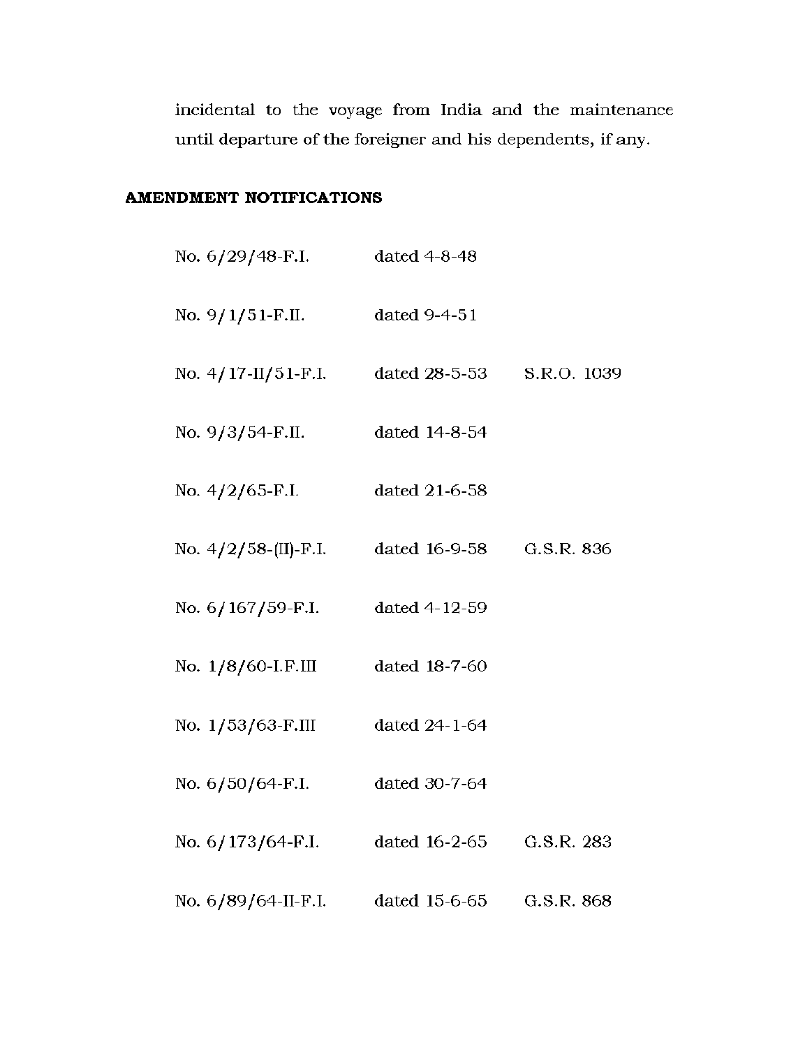incidental to the voyage from India and the maintenance until departure of the foreigner and his dependents, if any.

**AMENDMENT NOTIFICATIONS**

| | | |
|---|---|---|
| No. 6/29/48-F.I. | dated 4-8-48 | |
| No. 9/1/51-F.II. | dated 9-4-51 | |
| No. 4/17-II/51-F.I. | dated 28-5-53 | S.R.O. 1039 |
| No. 9/3/54-F.II. | dated 14-8-54 | |
| No. 4/2/65-F.I. | dated 21-6-58 | |
| No. 4/2/58-(II)-F.I. | dated 16-9-58 | G.S.R. 836 |
| No. 6/167/59-F.I. | dated 4-12-59 | |
| No. 1/8/60-I.F.III | dated 18-7-60 | |
| No. 1/53/63-F.III | dated 24-1-64 | |
| No. 6/50/64-F.I. | dated 30-7-64 | |
| No. 6/173/64-F.I. | dated 16-2-65 | G.S.R. 283 |
| No. 6/89/64-II-F.I. | dated 15-6-65 | G.S.R. 868 |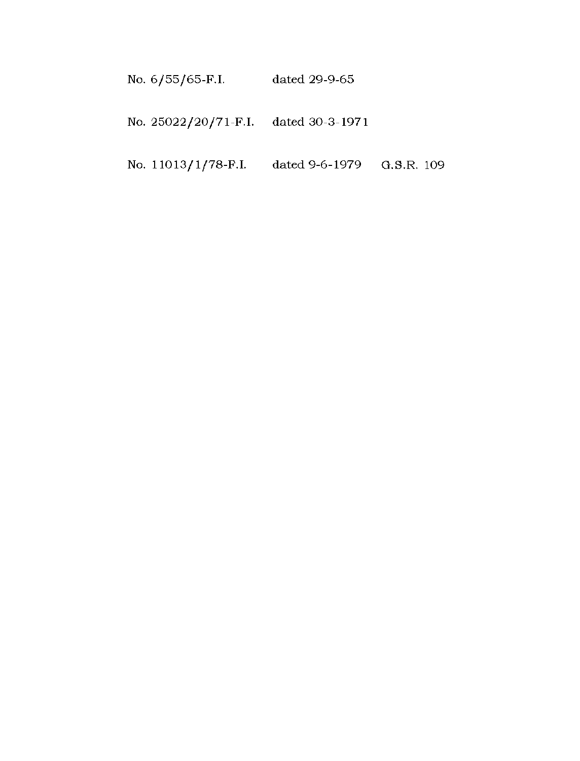| | | |
|---|---|---|
| No. 6/55/65-F.I. | dated 29-9-65 | |
| No. 25022/20/71-F.I. | dated 30-3-1971 | |
| No. 11013/1/78-F.I. | dated 9-6-1979 | G.S.R. 109 |